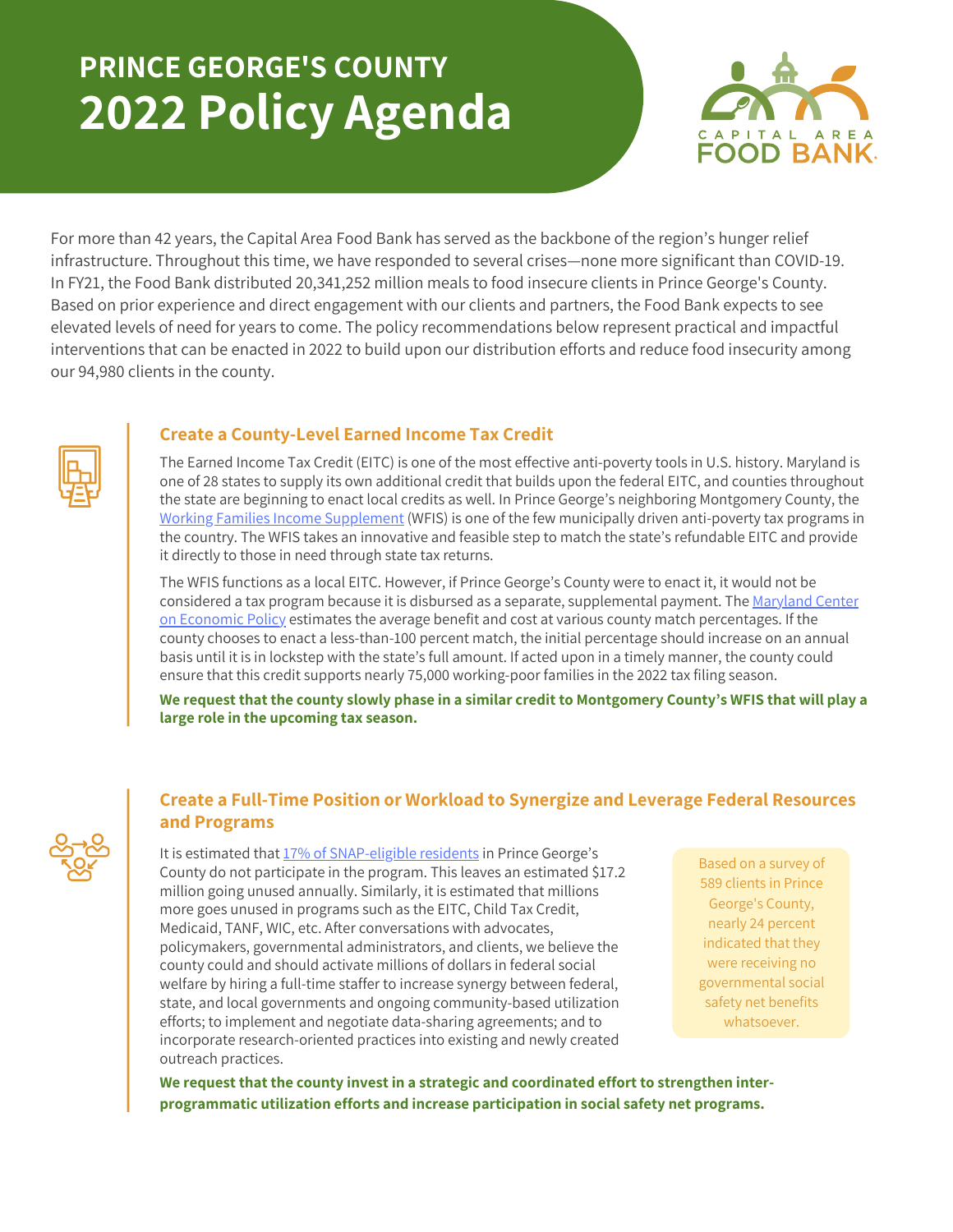# PRINCE GEORGE'S COUNTY
# 2022 Policy Agenda

CAPITAL AREA FOOD BANK

For more than 42 years, the Capital Area Food Bank has served as the backbone of the region's hunger relief infrastructure. Throughout this time, we have responded to several crises—none more significant than COVID-19. In FY21, the Food Bank distributed 20,341,252 million meals to food insecure clients in Prince George's County. Based on prior experience and direct engagement with our clients and partners, the Food Bank expects to see elevated levels of need for years to come. The policy recommendations below represent practical and impactful interventions that can be enacted in 2022 to build upon our distribution efforts and reduce food insecurity among our 94,980 clients in the county.

## Create a County-Level Earned Income Tax Credit

The Earned Income Tax Credit (EITC) is one of the most effective anti-poverty tools in U.S. history. Maryland is one of 28 states to supply its own additional credit that builds upon the federal EITC, and counties throughout the state are beginning to enact local credits as well. In Prince George's neighboring Montgomery County, the Working Families Income Supplement (WFIS) is one of the few municipally driven anti-poverty tax programs in the country. The WFIS takes an innovative and feasible step to match the state's refundable EITC and provide it directly to those in need through state tax returns.

The WFIS functions as a local EITC. However, if Prince George's County were to enact it, it would not be considered a tax program because it is disbursed as a separate, supplemental payment. The Maryland Center on Economic Policy estimates the average benefit and cost at various county match percentages. If the county chooses to enact a less-than-100 percent match, the initial percentage should increase on an annual basis until it is in lockstep with the state's full amount. If acted upon in a timely manner, the county could ensure that this credit supports nearly 75,000 working-poor families in the 2022 tax filing season.

**We request that the county slowly phase in a similar credit to Montgomery County's WFIS that will play a large role in the upcoming tax season.**

## Create a Full-Time Position or Workload to Synergize and Leverage Federal Resources and Programs

It is estimated that 17% of SNAP-eligible residents in Prince George's County do not participate in the program. This leaves an estimated $17.2 million going unused annually. Similarly, it is estimated that millions more goes unused in programs such as the EITC, Child Tax Credit, Medicaid, TANF, WIC, etc. After conversations with advocates, policymakers, governmental administrators, and clients, we believe the county could and should activate millions of dollars in federal social welfare by hiring a full-time staffer to increase synergy between federal, state, and local governments and ongoing community-based utilization efforts; to implement and negotiate data-sharing agreements; and to incorporate research-oriented practices into existing and newly created outreach practices.

> Based on a survey of 589 clients in Prince George's County, nearly 24 percent indicated that they were receiving no governmental social safety net benefits whatsoever.

**We request that the county invest in a strategic and coordinated effort to strengthen inter-programmatic utilization efforts and increase participation in social safety net programs.**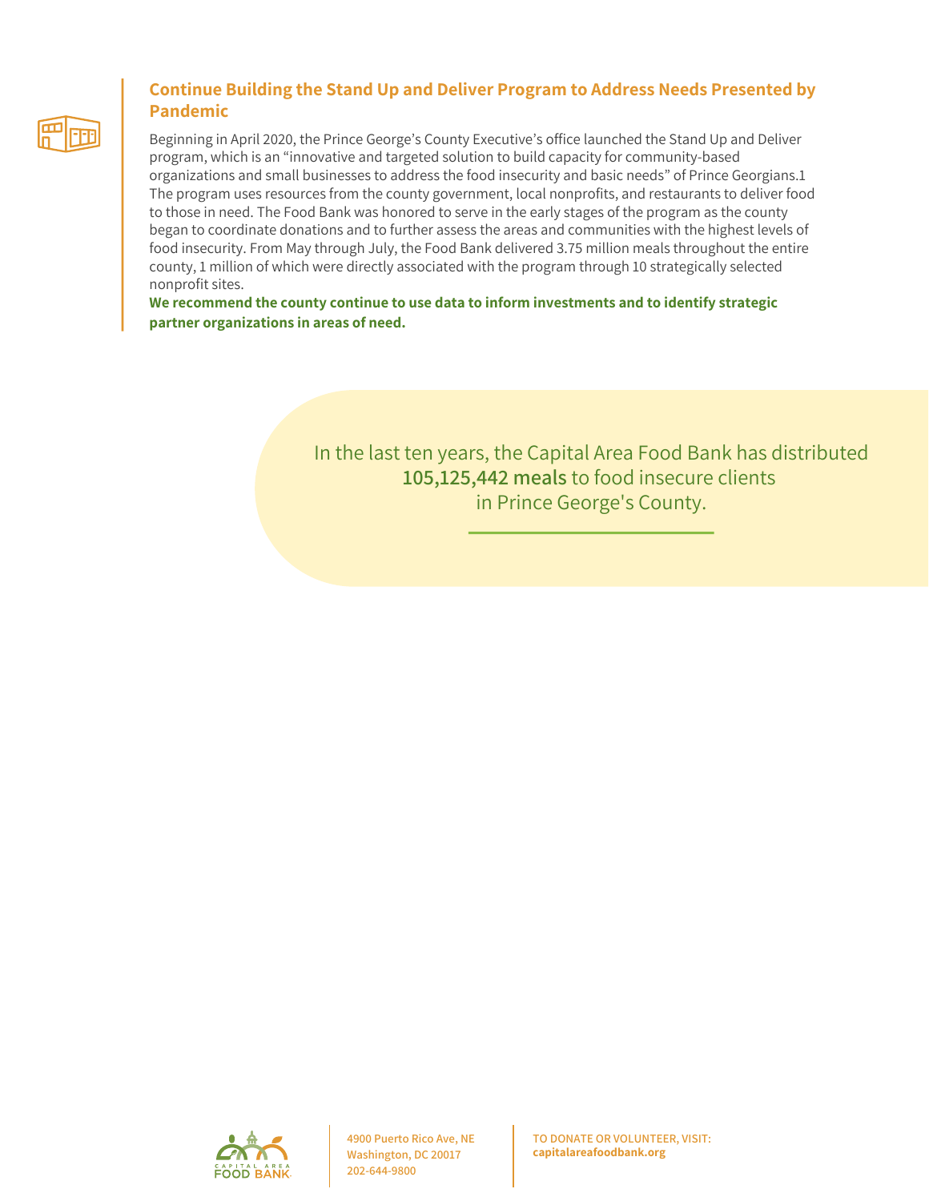## Continue Building the Stand Up and Deliver Program to Address Needs Presented by Pandemic

Beginning in April 2020, the Prince George's County Executive's office launched the Stand Up and Deliver program, which is an "innovative and targeted solution to build capacity for community-based organizations and small businesses to address the food insecurity and basic needs" of Prince Georgians.[1] The program uses resources from the county government, local nonprofits, and restaurants to deliver food to those in need. The Food Bank was honored to serve in the early stages of the program as the county began to coordinate donations and to further assess the areas and communities with the highest levels of food insecurity. From May through July, the Food Bank delivered 3.75 million meals throughout the entire county, 1 million of which were directly associated with the program through 10 strategically selected nonprofit sites.

**We recommend the county continue to use data to inform investments and to identify strategic partner organizations in areas of need.**

In the last ten years, the Capital Area Food Bank has distributed **105,125,442 meals** to food insecure clients in Prince George's County.

CAPITAL AREA FOOD BANK

4900 Puerto Rico Ave, NE
Washington, DC 20017
202-644-9800

TO DONATE OR VOLUNTEER, VISIT:
**capitalareafoodbank.org**